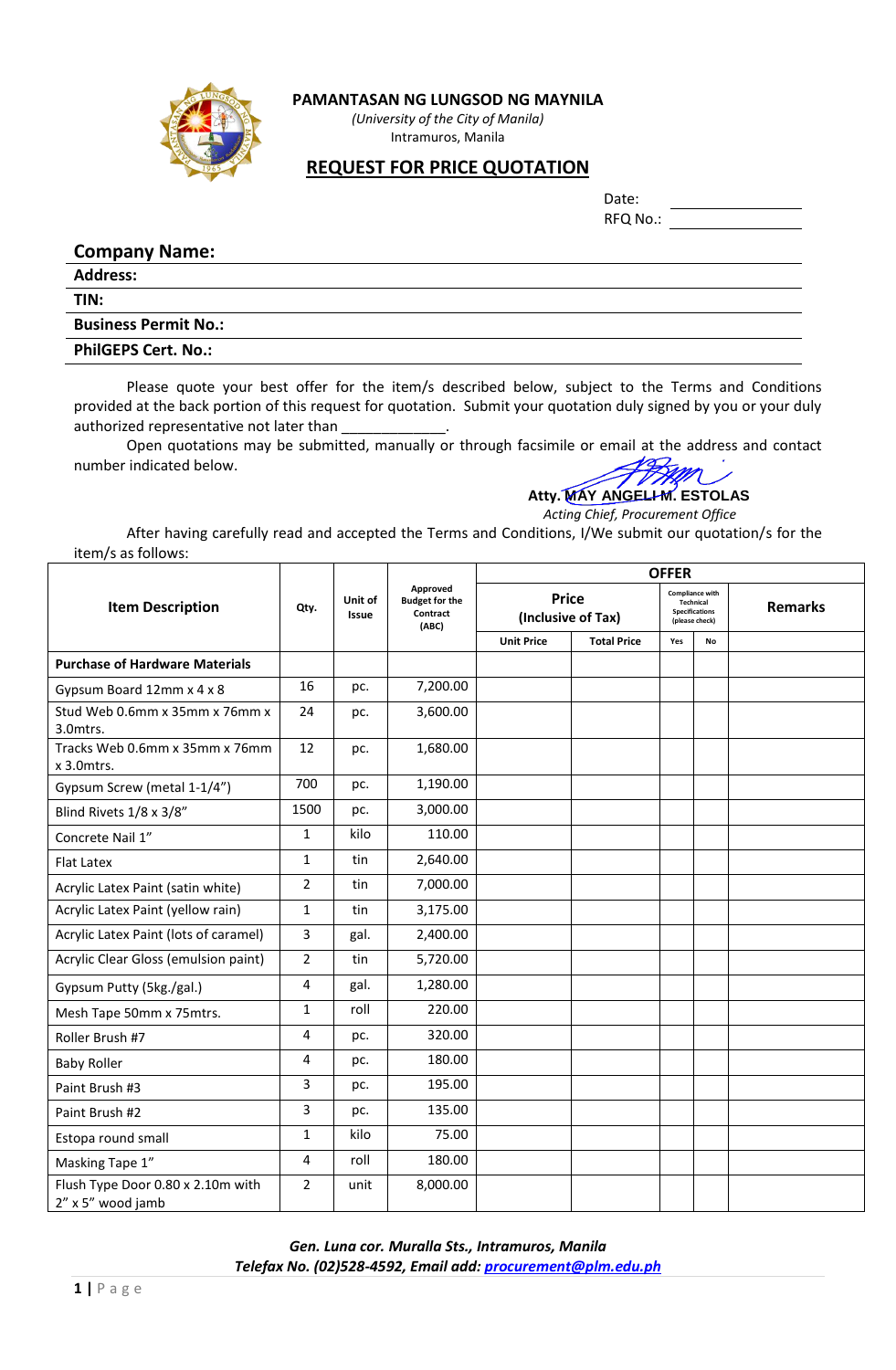**PAMANTASAN NG LUNGSOD NG MAYNILA**

*(University of the City of Manila)*

Intramuros, Manila

# REQUEST FOR PRICE QUOTATION

Date: ______________

RFQ No.: ______________

**Company Name:**

**Address:**

**TIN:**

**Business Permit No.:**

**PhilGEPS Cert. No.:**

Please quote your best offer for the item/s described below, subject to the Terms and Conditions provided at the back portion of this request for quotation. Submit your quotation duly signed by you or your duly authorized representative not later than _____________.

Open quotations may be submitted, manually or through facsimile or email at the address and contact number indicated below.

**Atty. MAY ANGELI M. ESTOLAS**
*Acting Chief, Procurement Office*

After having carefully read and accepted the Terms and Conditions, I/We submit our quotation/s for the item/s as follows:

| Item Description | Qty. | Unit of Issue | Approved Budget for the Contract (ABC) | OFFER | | | | |
|---|---|---|---|---|---|---|---|---|
| | | | | Price (Inclusive of Tax) | | Compliance with Technical Specifications (please check) | | Remarks |
| | | | | Unit Price | Total Price | Yes | No | |
| **Purchase of Hardware Materials** | | | | | | | | |
| Gypsum Board 12mm x 4 x 8 | 16 | pc. | 7,200.00 | | | | | |
| Stud Web 0.6mm x 35mm x 76mm x 3.0mtrs. | 24 | pc. | 3,600.00 | | | | | |
| Tracks Web 0.6mm x 35mm x 76mm x 3.0mtrs. | 12 | pc. | 1,680.00 | | | | | |
| Gypsum Screw (metal 1-1/4") | 700 | pc. | 1,190.00 | | | | | |
| Blind Rivets 1/8 x 3/8" | 1500 | pc. | 3,000.00 | | | | | |
| Concrete Nail 1" | 1 | kilo | 110.00 | | | | | |
| Flat Latex | 1 | tin | 2,640.00 | | | | | |
| Acrylic Latex Paint (satin white) | 2 | tin | 7,000.00 | | | | | |
| Acrylic Latex Paint (yellow rain) | 1 | tin | 3,175.00 | | | | | |
| Acrylic Latex Paint (lots of caramel) | 3 | gal. | 2,400.00 | | | | | |
| Acrylic Clear Gloss (emulsion paint) | 2 | tin | 5,720.00 | | | | | |
| Gypsum Putty (5kg./gal.) | 4 | gal. | 1,280.00 | | | | | |
| Mesh Tape 50mm x 75mtrs. | 1 | roll | 220.00 | | | | | |
| Roller Brush #7 | 4 | pc. | 320.00 | | | | | |
| Baby Roller | 4 | pc. | 180.00 | | | | | |
| Paint Brush #3 | 3 | pc. | 195.00 | | | | | |
| Paint Brush #2 | 3 | pc. | 135.00 | | | | | |
| Estopa round small | 1 | kilo | 75.00 | | | | | |
| Masking Tape 1" | 4 | roll | 180.00 | | | | | |
| Flush Type Door 0.80 x 2.10m with 2" x 5" wood jamb | 2 | unit | 8,000.00 | | | | | |

***Gen. Luna cor. Muralla Sts., Intramuros, Manila***
***Telefax No. (02)528-4592, Email add: procurement@plm.edu.ph***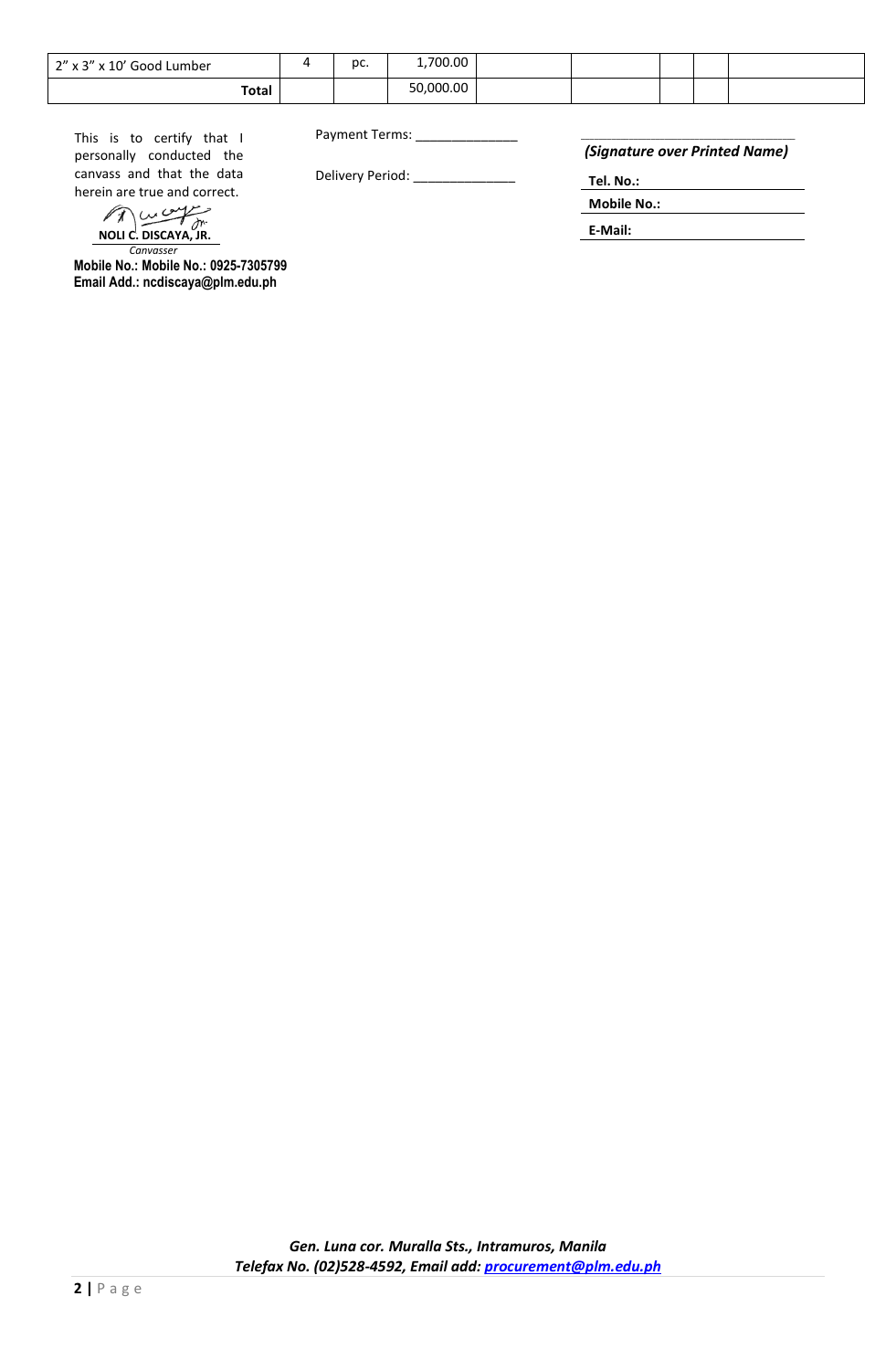| | | | | | | | | |
|---|---|---|---|---|---|---|---|---|
| 2" x 3" x 10' Good Lumber | 4 | pc. | 1,700.00 | | | | | |
| **Total** | | | 50,000.00 | | | | | |

This is to certify that I personally conducted the canvass and that the data herein are true and correct.

**NOLI C. DISCAYA, JR.**
*Canvasser*

**Mobile No.: Mobile No.: 0925-7305799**
**Email Add.: ncdiscaya@plm.edu.ph**

Payment Terms: _______________

Delivery Period: _______________

_______________________________
***(Signature over Printed Name)***

**Tel. No.:**

**Mobile No.:**

**E-Mail:**

***Gen. Luna cor. Muralla Sts., Intramuros, Manila***
***Telefax No. (02)528-4592, Email add: procurement@plm.edu.ph***